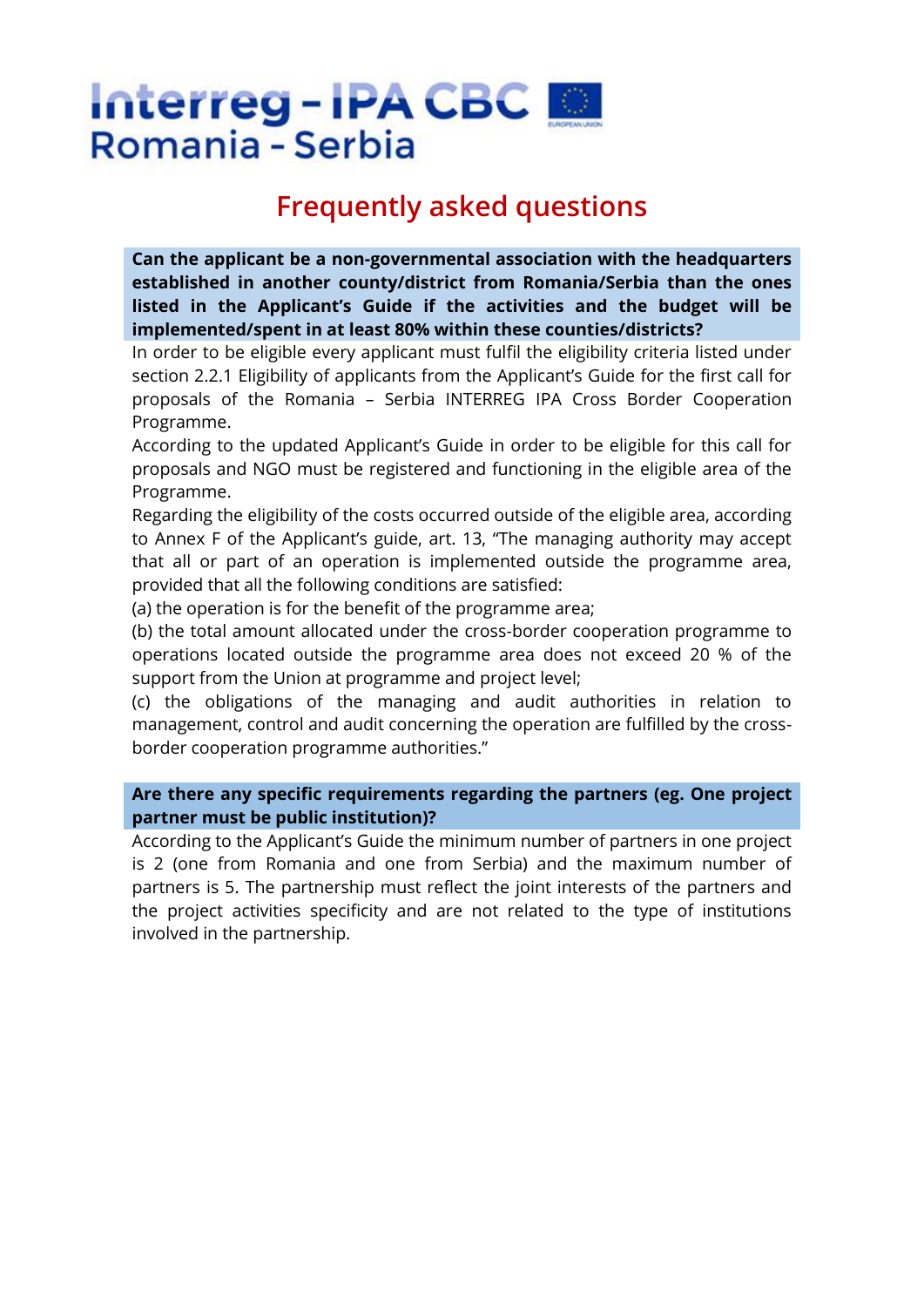# Interreg - IPA CBC Romania - Serbia

## Frequently asked questions

**Can the applicant be a non-governmental association with the headquarters established in another county/district from Romania/Serbia than the ones listed in the Applicant's Guide if the activities and the budget will be implemented/spent in at least 80% within these counties/districts?**

In order to be eligible every applicant must fulfil the eligibility criteria listed under section 2.2.1 Eligibility of applicants from the Applicant's Guide for the first call for proposals of the Romania – Serbia INTERREG IPA Cross Border Cooperation Programme.

According to the updated Applicant's Guide in order to be eligible for this call for proposals and NGO must be registered and functioning in the eligible area of the Programme.

Regarding the eligibility of the costs occurred outside of the eligible area, according to Annex F of the Applicant's guide, art. 13, "The managing authority may accept that all or part of an operation is implemented outside the programme area, provided that all the following conditions are satisfied:

(a) the operation is for the benefit of the programme area;

(b) the total amount allocated under the cross-border cooperation programme to operations located outside the programme area does not exceed 20 % of the support from the Union at programme and project level;

(c) the obligations of the managing and audit authorities in relation to management, control and audit concerning the operation are fulfilled by the cross-border cooperation programme authorities."

**Are there any specific requirements regarding the partners (eg. One project partner must be public institution)?**

According to the Applicant's Guide the minimum number of partners in one project is 2 (one from Romania and one from Serbia) and the maximum number of partners is 5. The partnership must reflect the joint interests of the partners and the project activities specificity and are not related to the type of institutions involved in the partnership.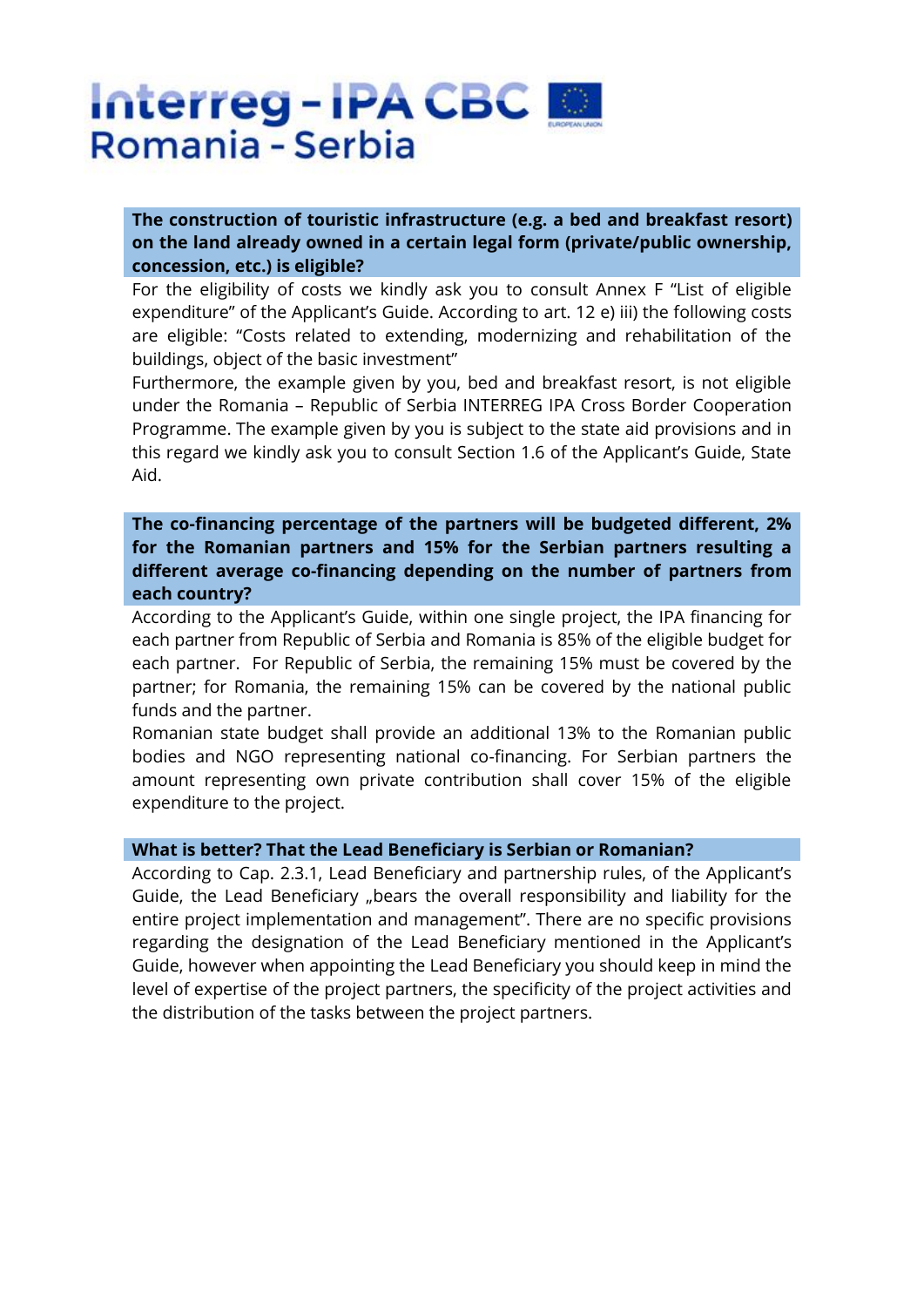**The construction of touristic infrastructure (e.g. a bed and breakfast resort) on the land already owned in a certain legal form (private/public ownership, concession, etc.) is eligible?**

For the eligibility of costs we kindly ask you to consult Annex F "List of eligible expenditure" of the Applicant's Guide. According to art. 12 e) iii) the following costs are eligible: "Costs related to extending, modernizing and rehabilitation of the buildings, object of the basic investment"

Furthermore, the example given by you, bed and breakfast resort, is not eligible under the Romania – Republic of Serbia INTERREG IPA Cross Border Cooperation Programme. The example given by you is subject to the state aid provisions and in this regard we kindly ask you to consult Section 1.6 of the Applicant's Guide, State Aid.

**The co-financing percentage of the partners will be budgeted different, 2% for the Romanian partners and 15% for the Serbian partners resulting a different average co-financing depending on the number of partners from each country?**

According to the Applicant's Guide, within one single project, the IPA financing for each partner from Republic of Serbia and Romania is 85% of the eligible budget for each partner. For Republic of Serbia, the remaining 15% must be covered by the partner; for Romania, the remaining 15% can be covered by the national public funds and the partner.

Romanian state budget shall provide an additional 13% to the Romanian public bodies and NGO representing national co-financing. For Serbian partners the amount representing own private contribution shall cover 15% of the eligible expenditure to the project.

**What is better? That the Lead Beneficiary is Serbian or Romanian?**

According to Cap. 2.3.1, Lead Beneficiary and partnership rules, of the Applicant's Guide, the Lead Beneficiary „bears the overall responsibility and liability for the entire project implementation and management". There are no specific provisions regarding the designation of the Lead Beneficiary mentioned in the Applicant's Guide, however when appointing the Lead Beneficiary you should keep in mind the level of expertise of the project partners, the specificity of the project activities and the distribution of the tasks between the project partners.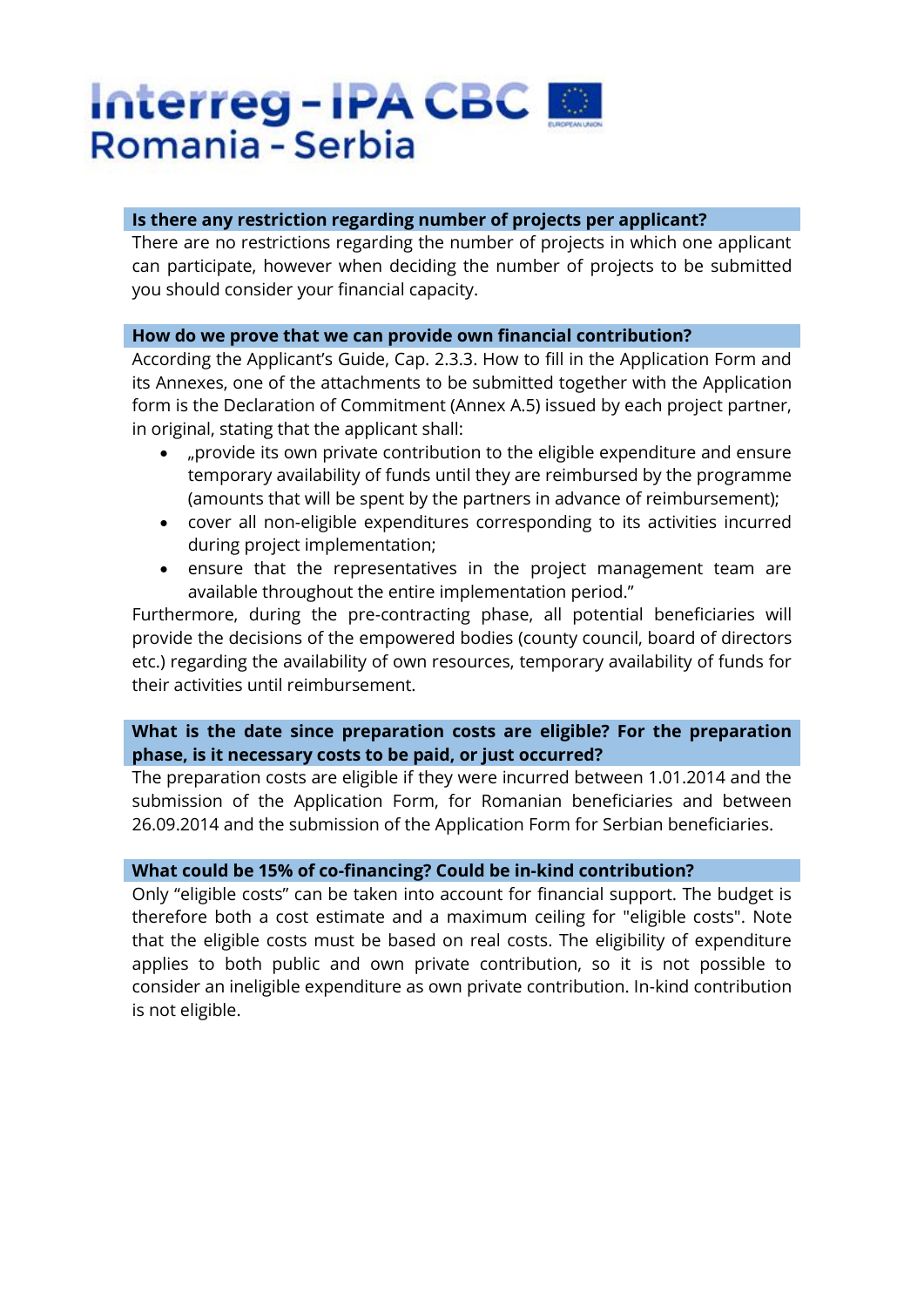**Is there any restriction regarding number of projects per applicant?**

There are no restrictions regarding the number of projects in which one applicant can participate, however when deciding the number of projects to be submitted you should consider your financial capacity.

**How do we prove that we can provide own financial contribution?**

According the Applicant's Guide, Cap. 2.3.3. How to fill in the Application Form and its Annexes, one of the attachments to be submitted together with the Application form is the Declaration of Commitment (Annex A.5) issued by each project partner, in original, stating that the applicant shall:

- „provide its own private contribution to the eligible expenditure and ensure temporary availability of funds until they are reimbursed by the programme (amounts that will be spent by the partners in advance of reimbursement);
- cover all non-eligible expenditures corresponding to its activities incurred during project implementation;
- ensure that the representatives in the project management team are available throughout the entire implementation period."

Furthermore, during the pre-contracting phase, all potential beneficiaries will provide the decisions of the empowered bodies (county council, board of directors etc.) regarding the availability of own resources, temporary availability of funds for their activities until reimbursement.

**What is the date since preparation costs are eligible? For the preparation phase, is it necessary costs to be paid, or just occurred?**

The preparation costs are eligible if they were incurred between 1.01.2014 and the submission of the Application Form, for Romanian beneficiaries and between 26.09.2014 and the submission of the Application Form for Serbian beneficiaries.

**What could be 15% of co-financing? Could be in-kind contribution?**

Only "eligible costs" can be taken into account for financial support. The budget is therefore both a cost estimate and a maximum ceiling for "eligible costs". Note that the eligible costs must be based on real costs. The eligibility of expenditure applies to both public and own private contribution, so it is not possible to consider an ineligible expenditure as own private contribution. In-kind contribution is not eligible.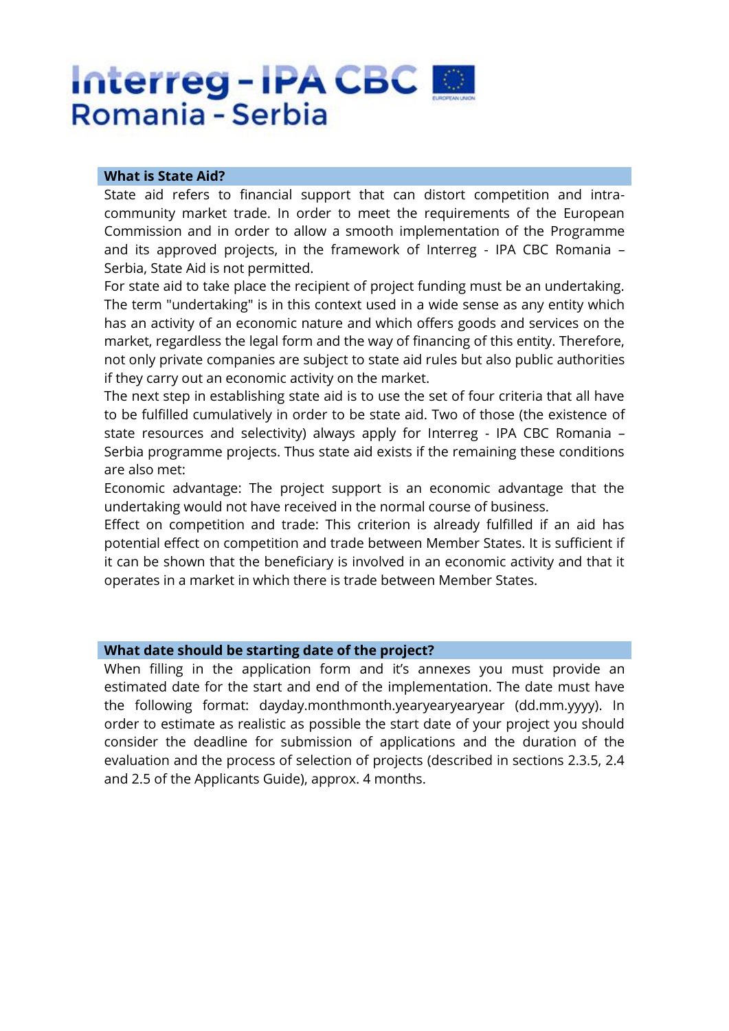## What is State Aid?

State aid refers to financial support that can distort competition and intra-community market trade. In order to meet the requirements of the European Commission and in order to allow a smooth implementation of the Programme and its approved projects, in the framework of Interreg - IPA CBC Romania – Serbia, State Aid is not permitted.

For state aid to take place the recipient of project funding must be an undertaking. The term "undertaking" is in this context used in a wide sense as any entity which has an activity of an economic nature and which offers goods and services on the market, regardless the legal form and the way of financing of this entity. Therefore, not only private companies are subject to state aid rules but also public authorities if they carry out an economic activity on the market.

The next step in establishing state aid is to use the set of four criteria that all have to be fulfilled cumulatively in order to be state aid. Two of those (the existence of state resources and selectivity) always apply for Interreg - IPA CBC Romania – Serbia programme projects. Thus state aid exists if the remaining these conditions are also met:

Economic advantage: The project support is an economic advantage that the undertaking would not have received in the normal course of business.

Effect on competition and trade: This criterion is already fulfilled if an aid has potential effect on competition and trade between Member States. It is sufficient if it can be shown that the beneficiary is involved in an economic activity and that it operates in a market in which there is trade between Member States.

## What date should be starting date of the project?

When filling in the application form and it's annexes you must provide an estimated date for the start and end of the implementation. The date must have the following format: dayday.monthmonth.yearyearyearyear (dd.mm.yyyy). In order to estimate as realistic as possible the start date of your project you should consider the deadline for submission of applications and the duration of the evaluation and the process of selection of projects (described in sections 2.3.5, 2.4 and 2.5 of the Applicants Guide), approx. 4 months.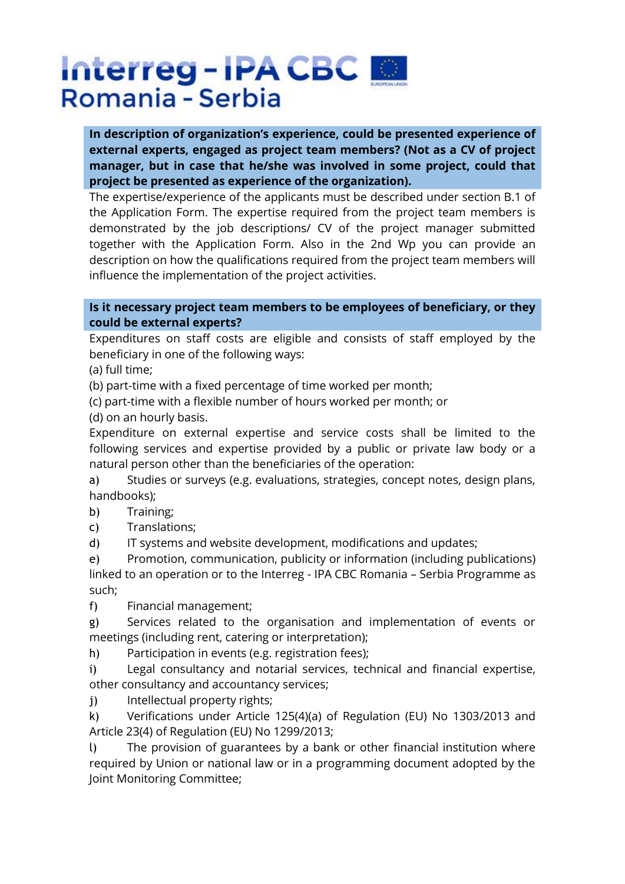**In description of organization's experience, could be presented experience of external experts, engaged as project team members? (Not as a CV of project manager, but in case that he/she was involved in some project, could that project be presented as experience of the organization).**

The expertise/experience of the applicants must be described under section B.1 of the Application Form. The expertise required from the project team members is demonstrated by the job descriptions/ CV of the project manager submitted together with the Application Form. Also in the 2nd Wp you can provide an description on how the qualifications required from the project team members will influence the implementation of the project activities.

**Is it necessary project team members to be employees of beneficiary, or they could be external experts?**

Expenditures on staff costs are eligible and consists of staff employed by the beneficiary in one of the following ways:

(a) full time;

(b) part-time with a fixed percentage of time worked per month;

(c) part-time with a flexible number of hours worked per month; or

(d) on an hourly basis.

Expenditure on external expertise and service costs shall be limited to the following services and expertise provided by a public or private law body or a natural person other than the beneficiaries of the operation:

a) Studies or surveys (e.g. evaluations, strategies, concept notes, design plans, handbooks);

b) Training;

c) Translations;

d) IT systems and website development, modifications and updates;

e) Promotion, communication, publicity or information (including publications) linked to an operation or to the Interreg - IPA CBC Romania – Serbia Programme as such;

f) Financial management;

g) Services related to the organisation and implementation of events or meetings (including rent, catering or interpretation);

h) Participation in events (e.g. registration fees);

i) Legal consultancy and notarial services, technical and financial expertise, other consultancy and accountancy services;

j) Intellectual property rights;

k) Verifications under Article 125(4)(a) of Regulation (EU) No 1303/2013 and Article 23(4) of Regulation (EU) No 1299/2013;

l) The provision of guarantees by a bank or other financial institution where required by Union or national law or in a programming document adopted by the Joint Monitoring Committee;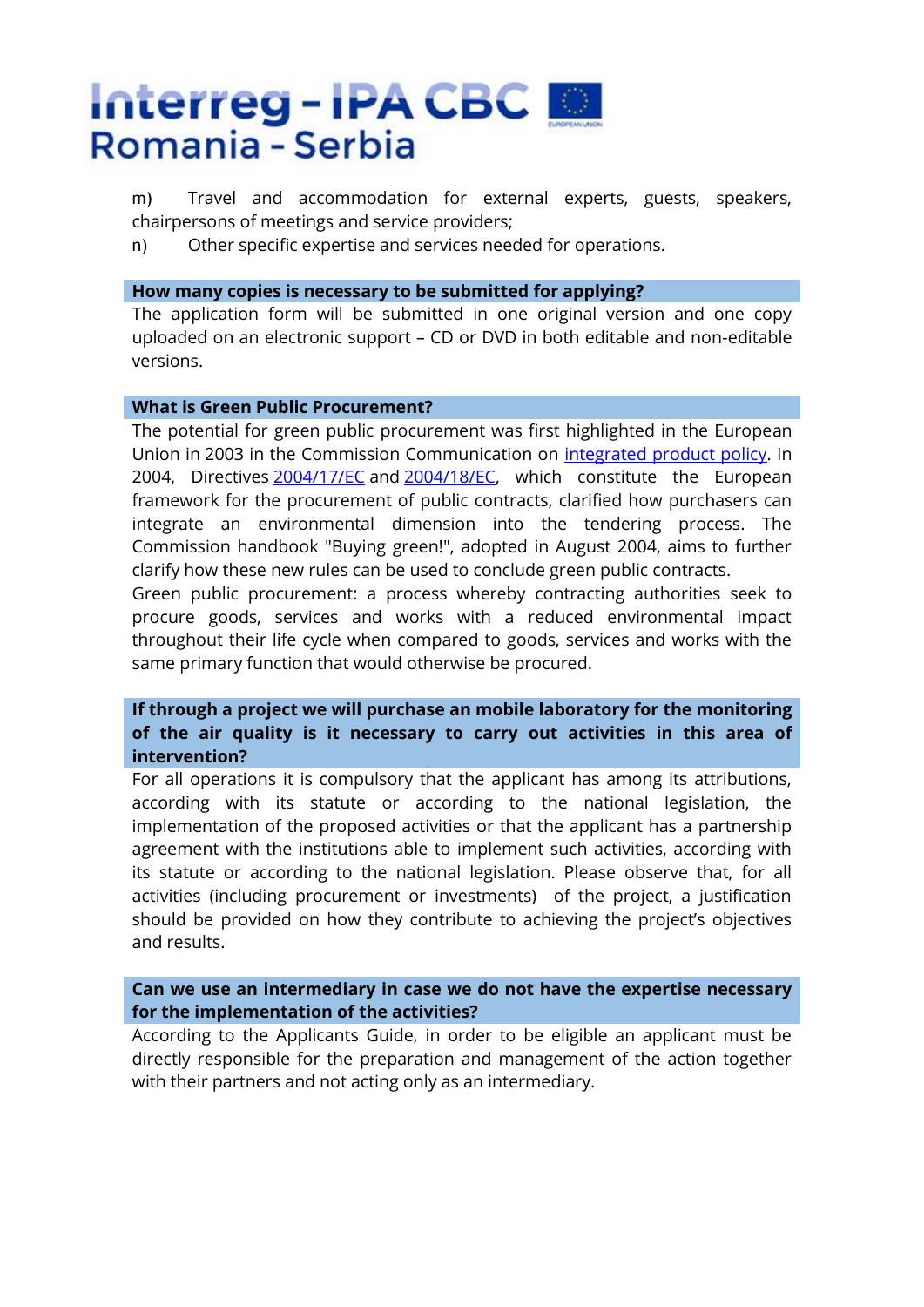m) Travel and accommodation for external experts, guests, speakers, chairpersons of meetings and service providers;

n) Other specific expertise and services needed for operations.

### How many copies is necessary to be submitted for applying?

The application form will be submitted in one original version and one copy uploaded on an electronic support – CD or DVD in both editable and non-editable versions.

### What is Green Public Procurement?

The potential for green public procurement was first highlighted in the European Union in 2003 in the Commission Communication on integrated product policy. In 2004, Directives 2004/17/EC and 2004/18/EC, which constitute the European framework for the procurement of public contracts, clarified how purchasers can integrate an environmental dimension into the tendering process. The Commission handbook "Buying green!", adopted in August 2004, aims to further clarify how these new rules can be used to conclude green public contracts.

Green public procurement: a process whereby contracting authorities seek to procure goods, services and works with a reduced environmental impact throughout their life cycle when compared to goods, services and works with the same primary function that would otherwise be procured.

### If through a project we will purchase an mobile laboratory for the monitoring of the air quality is it necessary to carry out activities in this area of intervention?

For all operations it is compulsory that the applicant has among its attributions, according with its statute or according to the national legislation, the implementation of the proposed activities or that the applicant has a partnership agreement with the institutions able to implement such activities, according with its statute or according to the national legislation. Please observe that, for all activities (including procurement or investments) of the project, a justification should be provided on how they contribute to achieving the project's objectives and results.

### Can we use an intermediary in case we do not have the expertise necessary for the implementation of the activities?

According to the Applicants Guide, in order to be eligible an applicant must be directly responsible for the preparation and management of the action together with their partners and not acting only as an intermediary.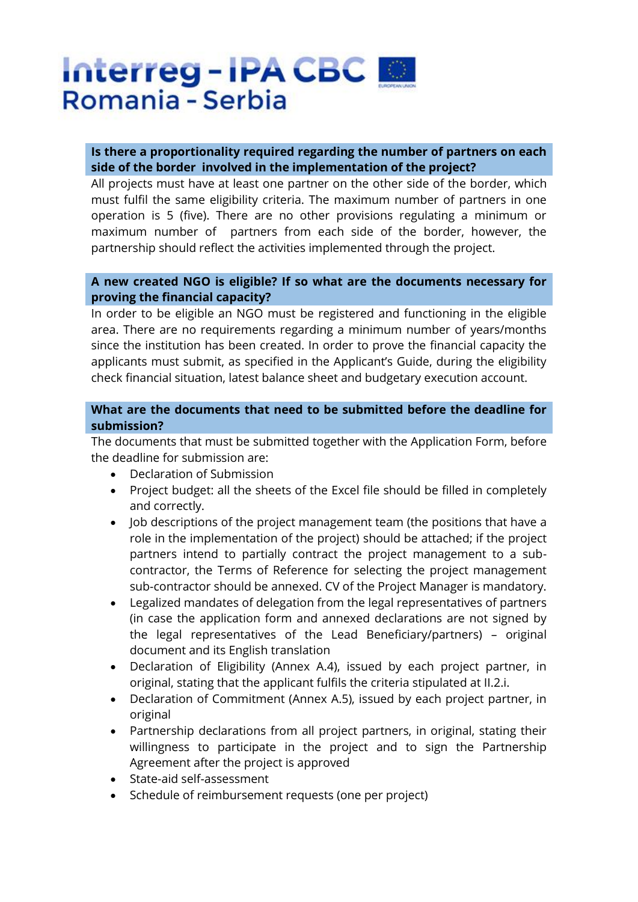**Is there a proportionality required regarding the number of partners on each side of the border involved in the implementation of the project?**

All projects must have at least one partner on the other side of the border, which must fulfil the same eligibility criteria. The maximum number of partners in one operation is 5 (five). There are no other provisions regulating a minimum or maximum number of partners from each side of the border, however, the partnership should reflect the activities implemented through the project.

**A new created NGO is eligible? If so what are the documents necessary for proving the financial capacity?**

In order to be eligible an NGO must be registered and functioning in the eligible area. There are no requirements regarding a minimum number of years/months since the institution has been created. In order to prove the financial capacity the applicants must submit, as specified in the Applicant's Guide, during the eligibility check financial situation, latest balance sheet and budgetary execution account.

**What are the documents that need to be submitted before the deadline for submission?**

The documents that must be submitted together with the Application Form, before the deadline for submission are:

- Declaration of Submission
- Project budget: all the sheets of the Excel file should be filled in completely and correctly.
- Job descriptions of the project management team (the positions that have a role in the implementation of the project) should be attached; if the project partners intend to partially contract the project management to a sub-contractor, the Terms of Reference for selecting the project management sub-contractor should be annexed. CV of the Project Manager is mandatory.
- Legalized mandates of delegation from the legal representatives of partners (in case the application form and annexed declarations are not signed by the legal representatives of the Lead Beneficiary/partners) – original document and its English translation
- Declaration of Eligibility (Annex A.4), issued by each project partner, in original, stating that the applicant fulfils the criteria stipulated at II.2.i.
- Declaration of Commitment (Annex A.5), issued by each project partner, in original
- Partnership declarations from all project partners, in original, stating their willingness to participate in the project and to sign the Partnership Agreement after the project is approved
- State-aid self-assessment
- Schedule of reimbursement requests (one per project)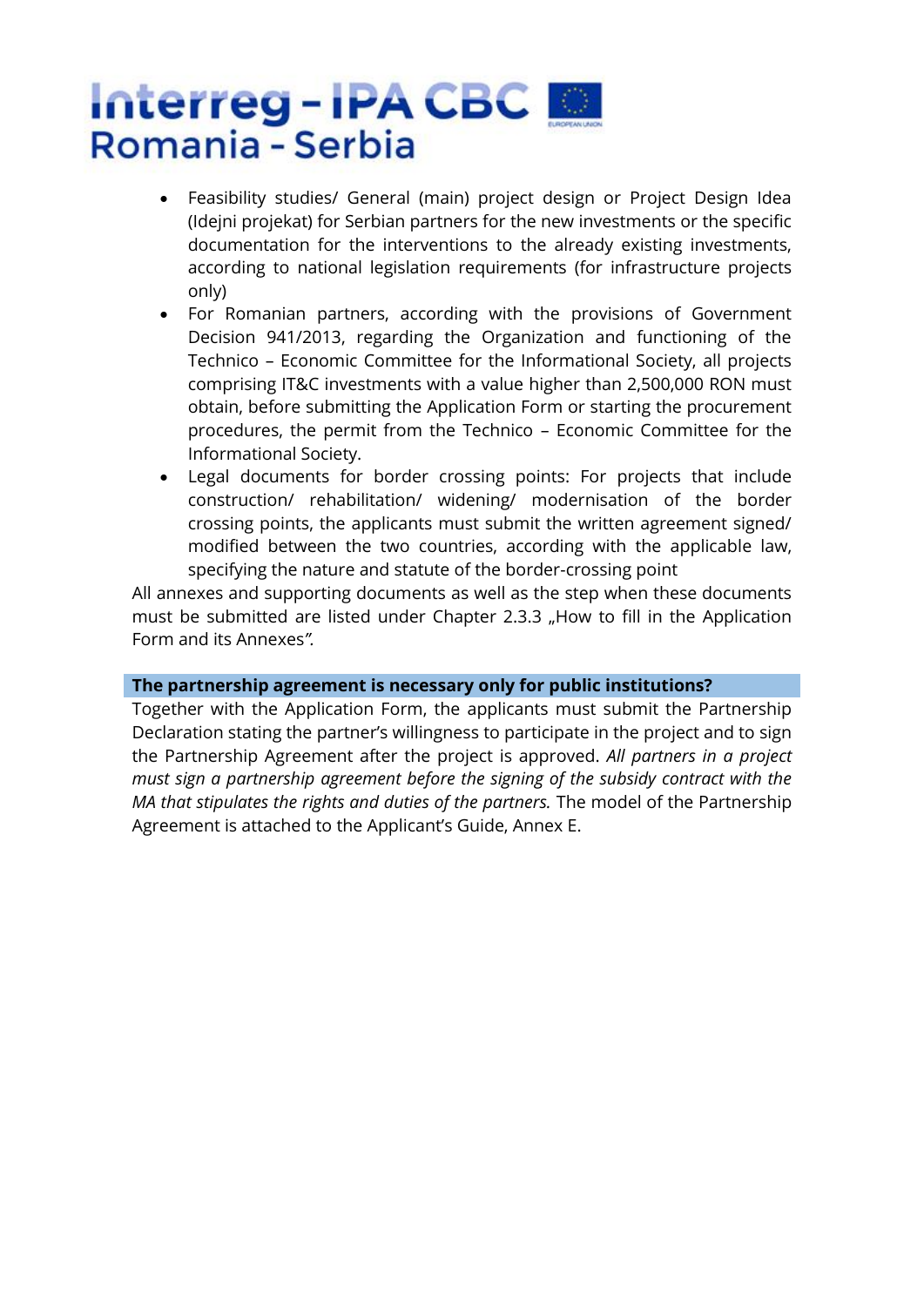- Feasibility studies/ General (main) project design or Project Design Idea (Idejni projekat) for Serbian partners for the new investments or the specific documentation for the interventions to the already existing investments, according to national legislation requirements (for infrastructure projects only)
- For Romanian partners, according with the provisions of Government Decision 941/2013, regarding the Organization and functioning of the Technico – Economic Committee for the Informational Society, all projects comprising IT&C investments with a value higher than 2,500,000 RON must obtain, before submitting the Application Form or starting the procurement procedures, the permit from the Technico – Economic Committee for the Informational Society.
- Legal documents for border crossing points: For projects that include construction/ rehabilitation/ widening/ modernisation of the border crossing points, the applicants must submit the written agreement signed/ modified between the two countries, according with the applicable law, specifying the nature and statute of the border-crossing point

All annexes and supporting documents as well as the step when these documents must be submitted are listed under Chapter 2.3.3 „How to fill in the Application Form and its Annexes*”.*

**The partnership agreement is necessary only for public institutions?**

Together with the Application Form, the applicants must submit the Partnership Declaration stating the partner's willingness to participate in the project and to sign the Partnership Agreement after the project is approved. *All partners in a project must sign a partnership agreement before the signing of the subsidy contract with the MA that stipulates the rights and duties of the partners.* The model of the Partnership Agreement is attached to the Applicant's Guide, Annex E.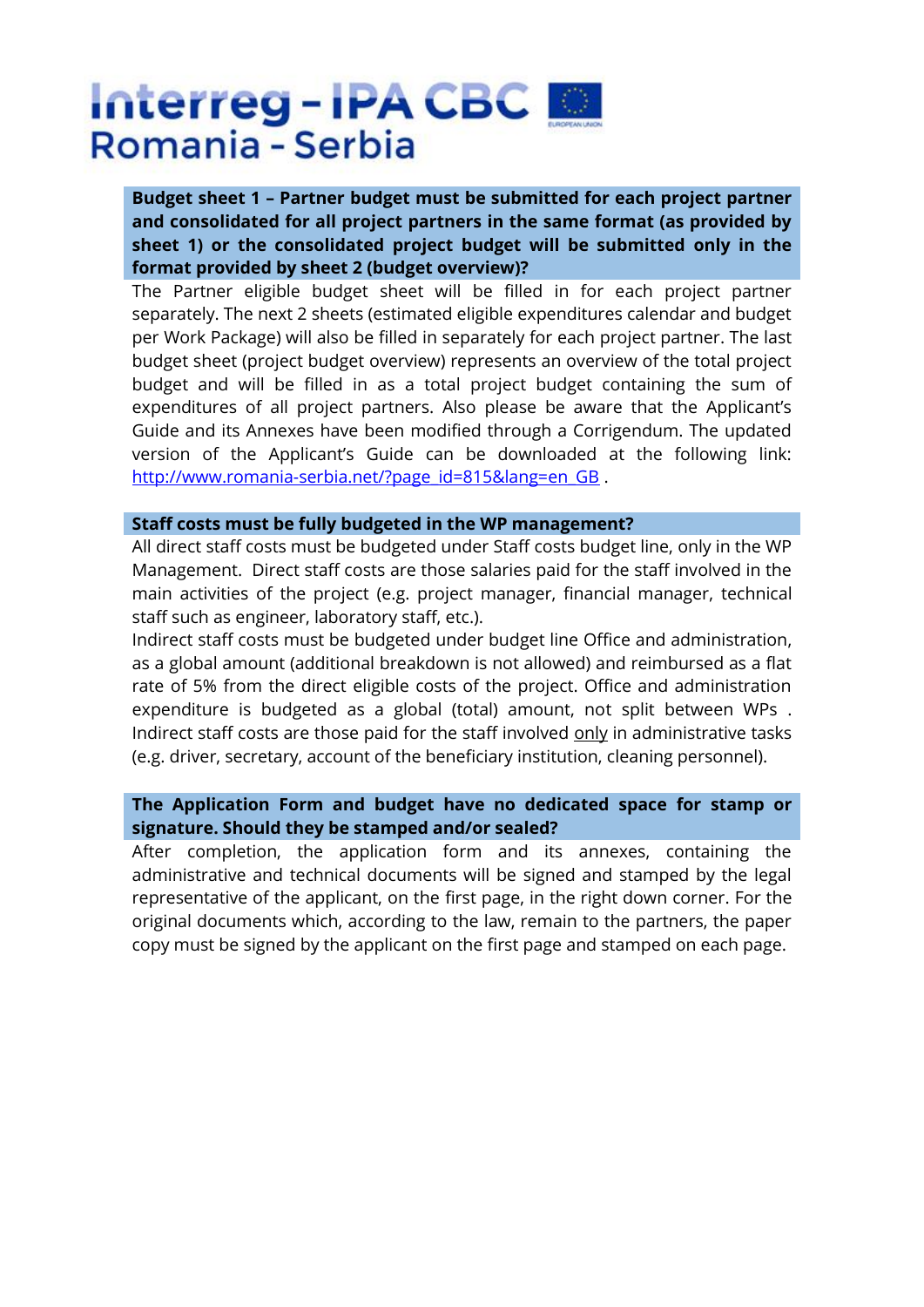**Budget sheet 1 – Partner budget must be submitted for each project partner and consolidated for all project partners in the same format (as provided by sheet 1) or the consolidated project budget will be submitted only in the format provided by sheet 2 (budget overview)?**

The Partner eligible budget sheet will be filled in for each project partner separately. The next 2 sheets (estimated eligible expenditures calendar and budget per Work Package) will also be filled in separately for each project partner. The last budget sheet (project budget overview) represents an overview of the total project budget and will be filled in as a total project budget containing the sum of expenditures of all project partners. Also please be aware that the Applicant's Guide and its Annexes have been modified through a Corrigendum. The updated version of the Applicant's Guide can be downloaded at the following link: [http://www.romania-serbia.net/?page_id=815&lang=en_GB](http://www.romania-serbia.net/?page_id=815&lang=en_GB) .

**Staff costs must be fully budgeted in the WP management?**

All direct staff costs must be budgeted under Staff costs budget line, only in the WP Management. Direct staff costs are those salaries paid for the staff involved in the main activities of the project (e.g. project manager, financial manager, technical staff such as engineer, laboratory staff, etc.).

Indirect staff costs must be budgeted under budget line Office and administration, as a global amount (additional breakdown is not allowed) and reimbursed as a flat rate of 5% from the direct eligible costs of the project. Office and administration expenditure is budgeted as a global (total) amount, not split between WPs . Indirect staff costs are those paid for the staff involved only in administrative tasks (e.g. driver, secretary, account of the beneficiary institution, cleaning personnel).

**The Application Form and budget have no dedicated space for stamp or signature. Should they be stamped and/or sealed?**

After completion, the application form and its annexes, containing the administrative and technical documents will be signed and stamped by the legal representative of the applicant, on the first page, in the right down corner. For the original documents which, according to the law, remain to the partners, the paper copy must be signed by the applicant on the first page and stamped on each page.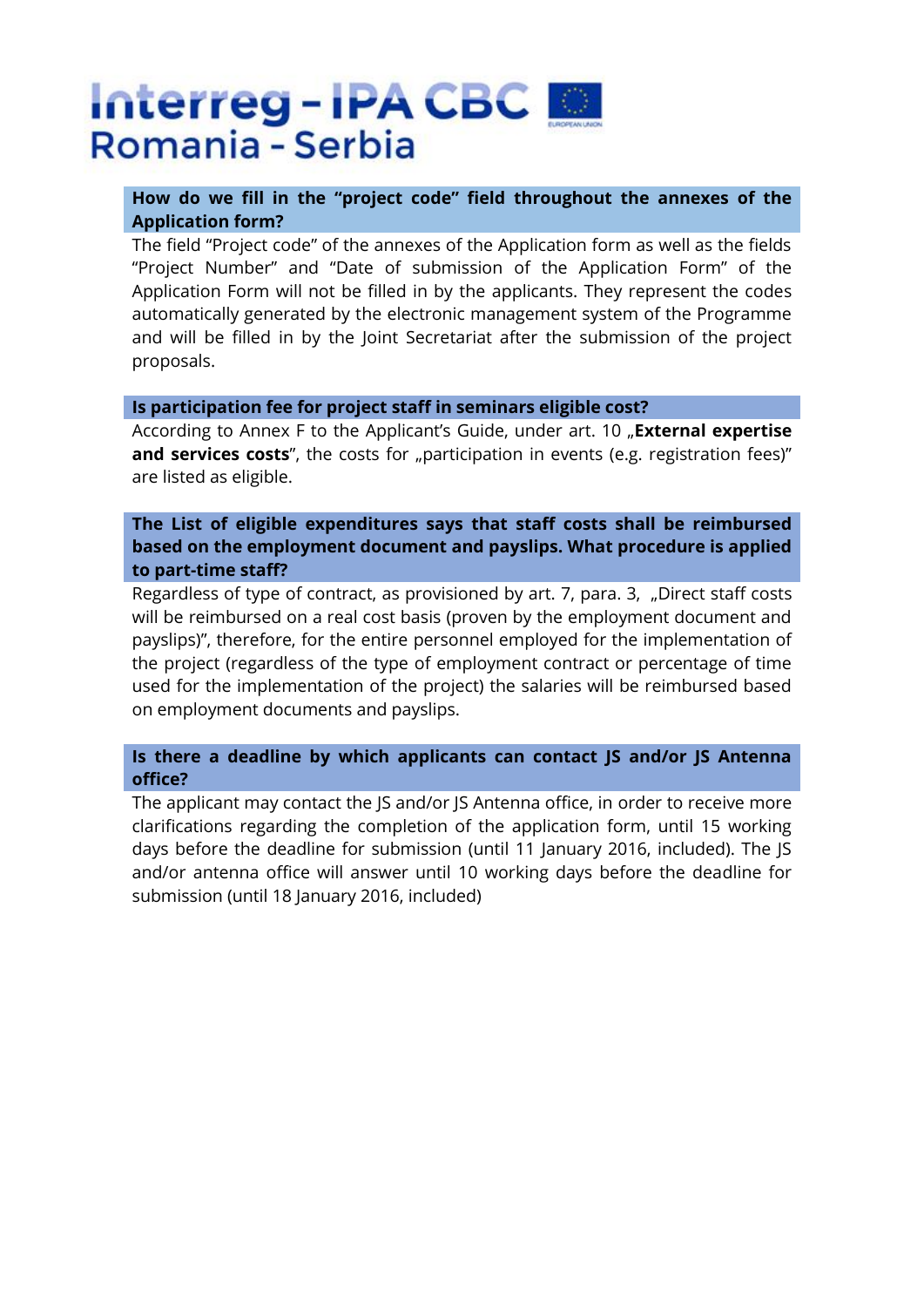**How do we fill in the "project code" field throughout the annexes of the Application form?**

The field "Project code" of the annexes of the Application form as well as the fields "Project Number" and "Date of submission of the Application Form" of the Application Form will not be filled in by the applicants. They represent the codes automatically generated by the electronic management system of the Programme and will be filled in by the Joint Secretariat after the submission of the project proposals.

**Is participation fee for project staff in seminars eligible cost?**

According to Annex F to the Applicant's Guide, under art. 10 „**External expertise and services costs**", the costs for „participation in events (e.g. registration fees)" are listed as eligible.

**The List of eligible expenditures says that staff costs shall be reimbursed based on the employment document and payslips. What procedure is applied to part-time staff?**

Regardless of type of contract, as provisioned by art. 7, para. 3, „Direct staff costs will be reimbursed on a real cost basis (proven by the employment document and payslips)", therefore, for the entire personnel employed for the implementation of the project (regardless of the type of employment contract or percentage of time used for the implementation of the project) the salaries will be reimbursed based on employment documents and payslips.

**Is there a deadline by which applicants can contact JS and/or JS Antenna office?**

The applicant may contact the JS and/or JS Antenna office, in order to receive more clarifications regarding the completion of the application form, until 15 working days before the deadline for submission (until 11 January 2016, included). The JS and/or antenna office will answer until 10 working days before the deadline for submission (until 18 January 2016, included)